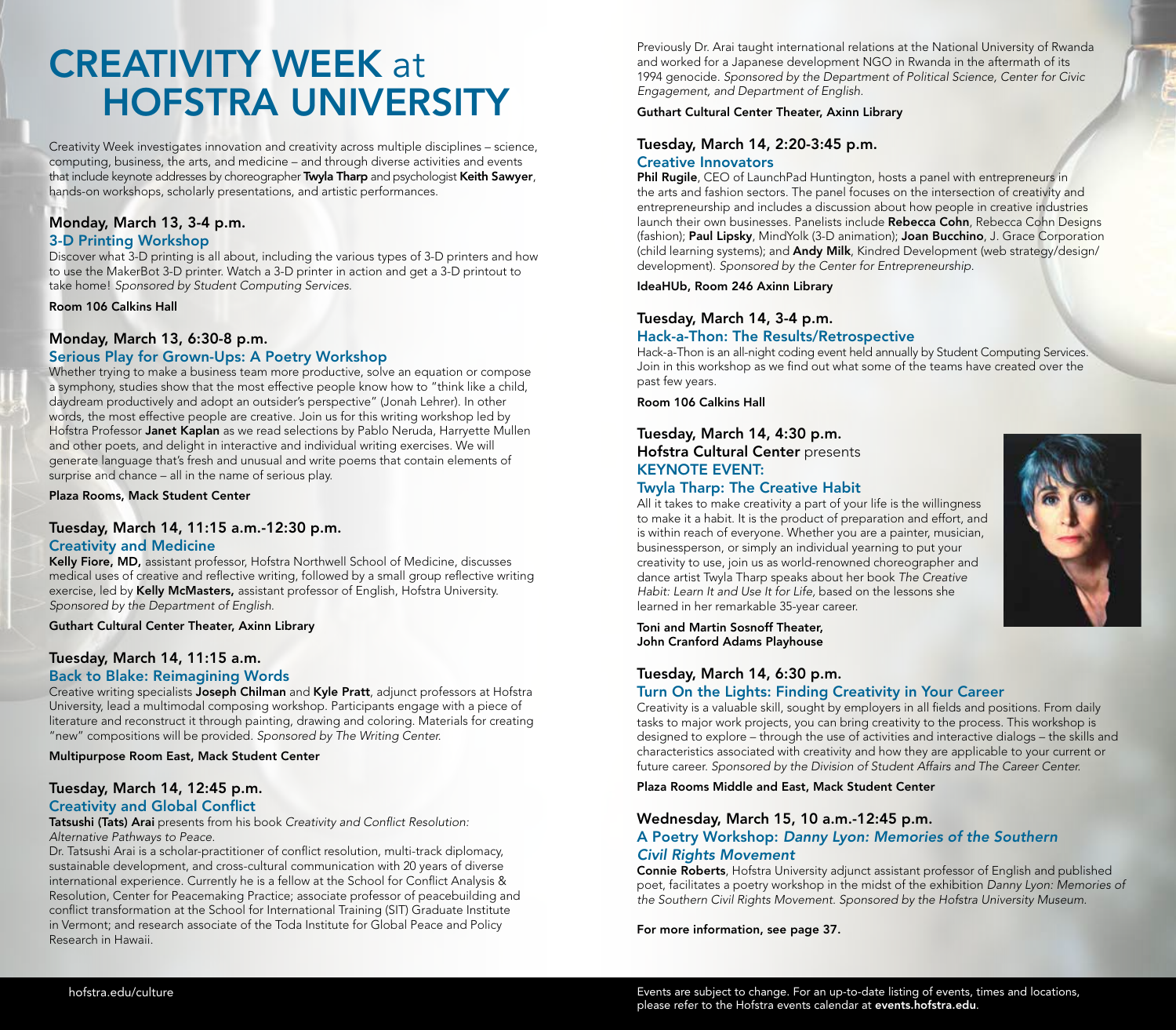# CREATIVITY WEEK at HOFSTRA UNIVERSITY

Creativity Week investigates innovation and creativity across multiple disciplines – science, computing, business, the arts, and medicine – and through diverse activities and events that include keynote addresses by choreographer **Twyla Tharp** and psychologist **Keith Sawyer**, hands-on workshops, scholarly presentations, and artistic performances.

### Monday, March 13, 3-4 p.m.
### 3-D Printing Workshop

Discover what 3-D printing is all about, including the various types of 3-D printers and how to use the MakerBot 3-D printer. Watch a 3-D printer in action and get a 3-D printout to take home! *Sponsored by Student Computing Services.*

**Room 106 Calkins Hall**

### Monday, March 13, 6:30-8 p.m.
### Serious Play for Grown-Ups: A Poetry Workshop

Whether trying to make a business team more productive, solve an equation or compose a symphony, studies show that the most effective people know how to "think like a child, daydream productively and adopt an outsider's perspective" (Jonah Lehrer). In other words, the most effective people are creative. Join us for this writing workshop led by Hofstra Professor **Janet Kaplan** as we read selections by Pablo Neruda, Harryette Mullen and other poets, and delight in interactive and individual writing exercises. We will generate language that's fresh and unusual and write poems that contain elements of surprise and chance – all in the name of serious play.

**Plaza Rooms, Mack Student Center**

### Tuesday, March 14, 11:15 a.m.-12:30 p.m.
### Creativity and Medicine

**Kelly Fiore, MD,** assistant professor, Hofstra Northwell School of Medicine, discusses medical uses of creative and reflective writing, followed by a small group reflective writing exercise, led by **Kelly McMasters,** assistant professor of English, Hofstra University. *Sponsored by the Department of English.*

**Guthart Cultural Center Theater, Axinn Library**

### Tuesday, March 14, 11:15 a.m.
### Back to Blake: Reimagining Words

Creative writing specialists **Joseph Chilman** and **Kyle Pratt**, adjunct professors at Hofstra University, lead a multimodal composing workshop. Participants engage with a piece of literature and reconstruct it through painting, drawing and coloring. Materials for creating "new" compositions will be provided. *Sponsored by The Writing Center.*

**Multipurpose Room East, Mack Student Center**

### Tuesday, March 14, 12:45 p.m.
### Creativity and Global Conflict

**Tatsushi (Tats) Arai** presents from his book *Creativity and Conflict Resolution: Alternative Pathways to Peace.*

Dr. Tatsushi Arai is a scholar-practitioner of conflict resolution, multi-track diplomacy, sustainable development, and cross-cultural communication with 20 years of diverse international experience. Currently he is a fellow at the School for Conflict Analysis & Resolution, Center for Peacemaking Practice; associate professor of peacebuilding and conflict transformation at the School for International Training (SIT) Graduate Institute in Vermont; and research associate of the Toda Institute for Global Peace and Policy Research in Hawaii.

Previously Dr. Arai taught international relations at the National University of Rwanda and worked for a Japanese development NGO in Rwanda in the aftermath of its 1994 genocide. *Sponsored by the Department of Political Science, Center for Civic Engagement, and Department of English.*

**Guthart Cultural Center Theater, Axinn Library**

### Tuesday, March 14, 2:20-3:45 p.m.
### Creative Innovators

**Phil Rugile**, CEO of LaunchPad Huntington, hosts a panel with entrepreneurs in the arts and fashion sectors. The panel focuses on the intersection of creativity and entrepreneurship and includes a discussion about how people in creative industries launch their own businesses. Panelists include **Rebecca Cohn**, Rebecca Cohn Designs (fashion); **Paul Lipsky**, MindYolk (3-D animation); **Joan Bucchino**, J. Grace Corporation (child learning systems); and **Andy Milk**, Kindred Development (web strategy/design/development). *Sponsored by the Center for Entrepreneurship.*

**IdeaHUb, Room 246 Axinn Library**

### Tuesday, March 14, 3-4 p.m.
### Hack-a-Thon: The Results/Retrospective

Hack-a-Thon is an all-night coding event held annually by Student Computing Services. Join in this workshop as we find out what some of the teams have created over the past few years.

**Room 106 Calkins Hall**

### Tuesday, March 14, 4:30 p.m.
**Hofstra Cultural Center** presents
### KEYNOTE EVENT:
### Twyla Tharp: The Creative Habit

All it takes to make creativity a part of your life is the willingness to make it a habit. It is the product of preparation and effort, and is within reach of everyone. Whether you are a painter, musician, businessperson, or simply an individual yearning to put your creativity to use, join us as world-renowned choreographer and dance artist Twyla Tharp speaks about her book *The Creative Habit: Learn It and Use It for Life*, based on the lessons she learned in her remarkable 35-year career.

**Toni and Martin Sosnoff Theater,**
**John Cranford Adams Playhouse**

### Tuesday, March 14, 6:30 p.m.
### Turn On the Lights: Finding Creativity in Your Career

Creativity is a valuable skill, sought by employers in all fields and positions. From daily tasks to major work projects, you can bring creativity to the process. This workshop is designed to explore – through the use of activities and interactive dialogs – the skills and characteristics associated with creativity and how they are applicable to your current or future career. *Sponsored by the Division of Student Affairs and The Career Center.*

**Plaza Rooms Middle and East, Mack Student Center**

### Wednesday, March 15, 10 a.m.-12:45 p.m.
### A Poetry Workshop: *Danny Lyon: Memories of the Southern Civil Rights Movement*

**Connie Roberts**, Hofstra University adjunct assistant professor of English and published poet, facilitates a poetry workshop in the midst of the exhibition *Danny Lyon: Memories of the Southern Civil Rights Movement. Sponsored by the Hofstra University Museum.*

**For more information, see page 37.**

hofstra.edu/culture

Events are subject to change. For an up-to-date listing of events, times and locations, please refer to the Hofstra events calendar at **events.hofstra.edu**.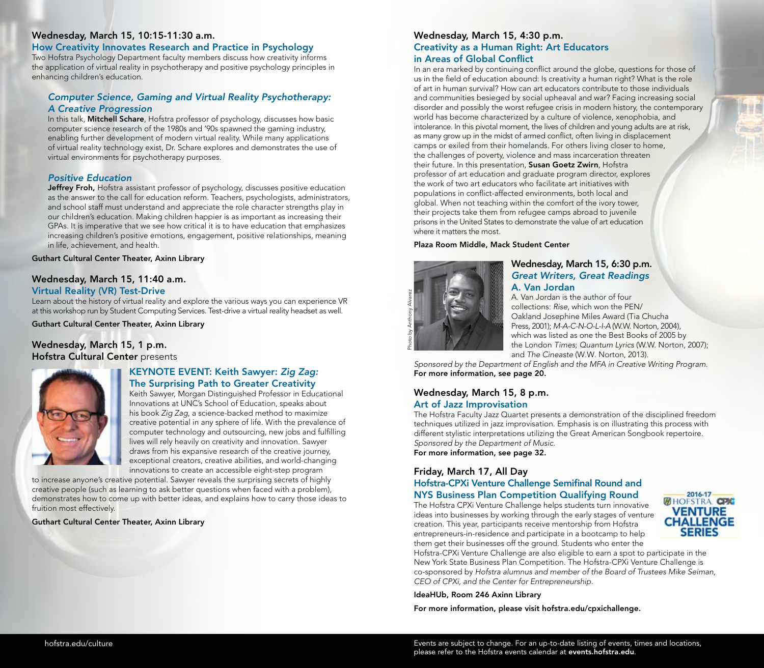### Wednesday, March 15, 10:15-11:30 a.m.

## How Creativity Innovates Research and Practice in Psychology

Two Hofstra Psychology Department faculty members discuss how creativity informs the application of virtual reality in psychotherapy and positive psychology principles in enhancing children's education.

### *Computer Science, Gaming and Virtual Reality Psychotherapy: A Creative Progression*

In this talk, **Mitchell Schare**, Hofstra professor of psychology, discusses how basic computer science research of the 1980s and '90s spawned the gaming industry, enabling further development of modern virtual reality. While many applications of virtual reality technology exist, Dr. Schare explores and demonstrates the use of virtual environments for psychotherapy purposes.

### *Positive Education*

**Jeffrey Froh,** Hofstra assistant professor of psychology, discusses positive education as the answer to the call for education reform. Teachers, psychologists, administrators, and school staff must understand and appreciate the role character strengths play in our children's education. Making children happier is as important as increasing their GPAs. It is imperative that we see how critical it is to have education that emphasizes increasing children's positive emotions, engagement, positive relationships, meaning in life, achievement, and health.

**Guthart Cultural Center Theater, Axinn Library**

### Wednesday, March 15, 11:40 a.m.

## Virtual Reality (VR) Test-Drive

Learn about the history of virtual reality and explore the various ways you can experience VR at this workshop run by Student Computing Services. Test-drive a virtual reality headset as well.

**Guthart Cultural Center Theater, Axinn Library**

### Wednesday, March 15, 1 p.m.

**Hofstra Cultural Center** presents

## KEYNOTE EVENT: Keith Sawyer: *Zig Zag:* The Surprising Path to Greater Creativity

Keith Sawyer, Morgan Distinguished Professor in Educational Innovations at UNC's School of Education, speaks about his book *Zig Zag*, a science-backed method to maximize creative potential in any sphere of life. With the prevalence of computer technology and outsourcing, new jobs and fulfilling lives will rely heavily on creativity and innovation. Sawyer draws from his expansive research of the creative journey, exceptional creators, creative abilities, and world-changing innovations to create an accessible eight-step program to increase anyone's creative potential. Sawyer reveals the surprising secrets of highly creative people (such as learning to ask better questions when faced with a problem), demonstrates how to come up with better ideas, and explains how to carry those ideas to fruition most effectively.

**Guthart Cultural Center Theater, Axinn Library**

### Wednesday, March 15, 4:30 p.m.

## Creativity as a Human Right: Art Educators in Areas of Global Conflict

In an era marked by continuing conflict around the globe, questions for those of us in the field of education abound: Is creativity a human right? What is the role of art in human survival? How can art educators contribute to those individuals and communities besieged by social upheaval and war? Facing increasing social disorder and possibly the worst refugee crisis in modern history, the contemporary world has become characterized by a culture of violence, xenophobia, and intolerance. In this pivotal moment, the lives of children and young adults are at risk, as many grow up in the midst of armed conflict, often living in displacement camps or exiled from their homelands. For others living closer to home, the challenges of poverty, violence and mass incarceration threaten their future. In this presentation, **Susan Goetz Zwirn**, Hofstra professor of art education and graduate program director, explores the work of two art educators who facilitate art initiatives with populations in conflict-affected environments, both local and global. When not teaching within the comfort of the ivory tower, their projects take them from refugee camps abroad to juvenile prisons in the United States to demonstrate the value of art education where it matters the most.

**Plaza Room Middle, Mack Student Center**

### Wednesday, March 15, 6:30 p.m.

## *Great Writers, Great Readings* A. Van Jordan

Photo by Anthony Alvarez

A. Van Jordan is the author of four collections: *Rise*, which won the PEN/Oakland Josephine Miles Award (Tia Chucha Press, 2001); *M-A-C-N-O-L-I-A* (W.W. Norton, 2004), which was listed as one the Best Books of 2005 by the London *Times*; *Quantum Lyrics* (W.W. Norton, 2007); and *The Cineaste* (W.W. Norton, 2013).

*Sponsored by the Department of English and the MFA in Creative Writing Program.*
**For more information, see page 20.**

### Wednesday, March 15, 8 p.m.

## Art of Jazz Improvisation

The Hofstra Faculty Jazz Quartet presents a demonstration of the disciplined freedom techniques utilized in jazz improvisation. Emphasis is on illustrating this process with different stylistic interpretations utilizing the Great American Songbook repertoire.
*Sponsored by the Department of Music.*
**For more information, see page 32.**

### Friday, March 17, All Day

## Hofstra-CPXi Venture Challenge Semifinal Round and NYS Business Plan Competition Qualifying Round

2016-17 HOFSTRA CPXi VENTURE CHALLENGE SERIES

The Hofstra CPXi Venture Challenge helps students turn innovative ideas into businesses by working through the early stages of venture creation. This year, participants receive mentorship from Hofstra entrepreneurs-in-residence and participate in a bootcamp to help them get their businesses off the ground. Students who enter the Hofstra-CPXi Venture Challenge are also eligible to earn a spot to participate in the New York State Business Plan Competition. The Hofstra-CPXi Venture Challenge is co-sponsored by *Hofstra alumnus and member of the Board of Trustees Mike Seiman, CEO of CPXi, and the Center for Entrepreneurship.*

**IdeaHUb, Room 246 Axinn Library**

**For more information, please visit hofstra.edu/cpxichallenge.**

hofstra.edu/culture

Events are subject to change. For an up-to-date listing of events, times and locations, please refer to the Hofstra events calendar at **events.hofstra.edu**.